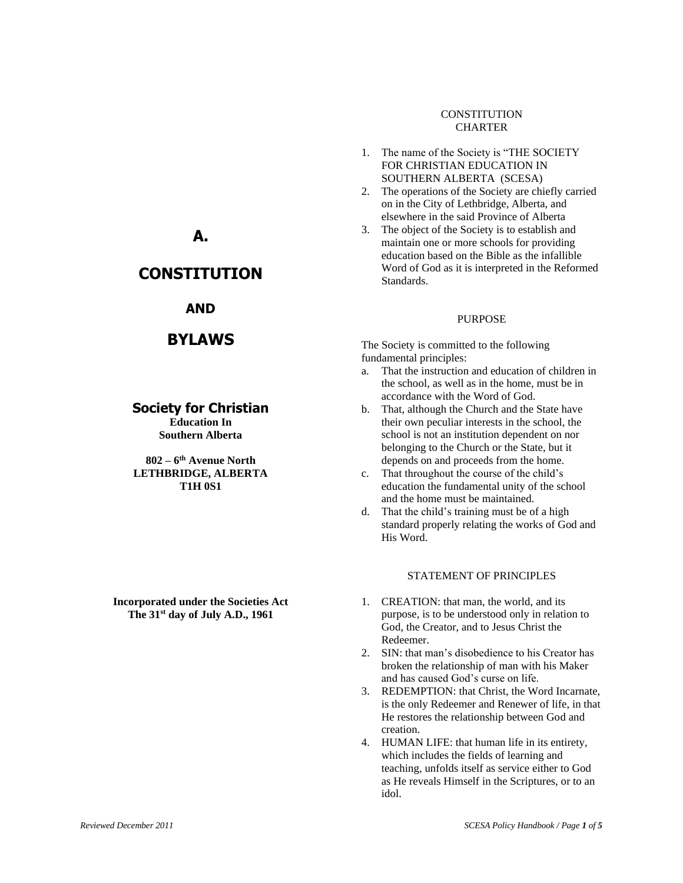# A.

# CONSTITUTION

## AND

# BYLAWS

**Society for Christian**
**Education In**
**Southern Alberta**

**802 – 6th Avenue North**
**LETHBRIDGE, ALBERTA**
**T1H 0S1**

**Incorporated under the Societies Act**
**The 31st day of July A.D., 1961**

## CONSTITUTION
## CHARTER

1. The name of the Society is "THE SOCIETY FOR CHRISTIAN EDUCATION IN SOUTHERN ALBERTA (SCESA)
2. The operations of the Society are chiefly carried on in the City of Lethbridge, Alberta, and elsewhere in the said Province of Alberta
3. The object of the Society is to establish and maintain one or more schools for providing education based on the Bible as the infallible Word of God as it is interpreted in the Reformed Standards.

## PURPOSE

The Society is committed to the following fundamental principles:

a. That the instruction and education of children in the school, as well as in the home, must be in accordance with the Word of God.
b. That, although the Church and the State have their own peculiar interests in the school, the school is not an institution dependent on nor belonging to the Church or the State, but it depends on and proceeds from the home.
c. That throughout the course of the child's education the fundamental unity of the school and the home must be maintained.
d. That the child's training must be of a high standard properly relating the works of God and His Word.

## STATEMENT OF PRINCIPLES

1. CREATION: that man, the world, and its purpose, is to be understood only in relation to God, the Creator, and to Jesus Christ the Redeemer.
2. SIN: that man's disobedience to his Creator has broken the relationship of man with his Maker and has caused God's curse on life.
3. REDEMPTION: that Christ, the Word Incarnate, is the only Redeemer and Renewer of life, in that He restores the relationship between God and creation.
4. HUMAN LIFE: that human life in its entirety, which includes the fields of learning and teaching, unfolds itself as service either to God as He reveals Himself in the Scriptures, or to an idol.

*Reviewed December 2011*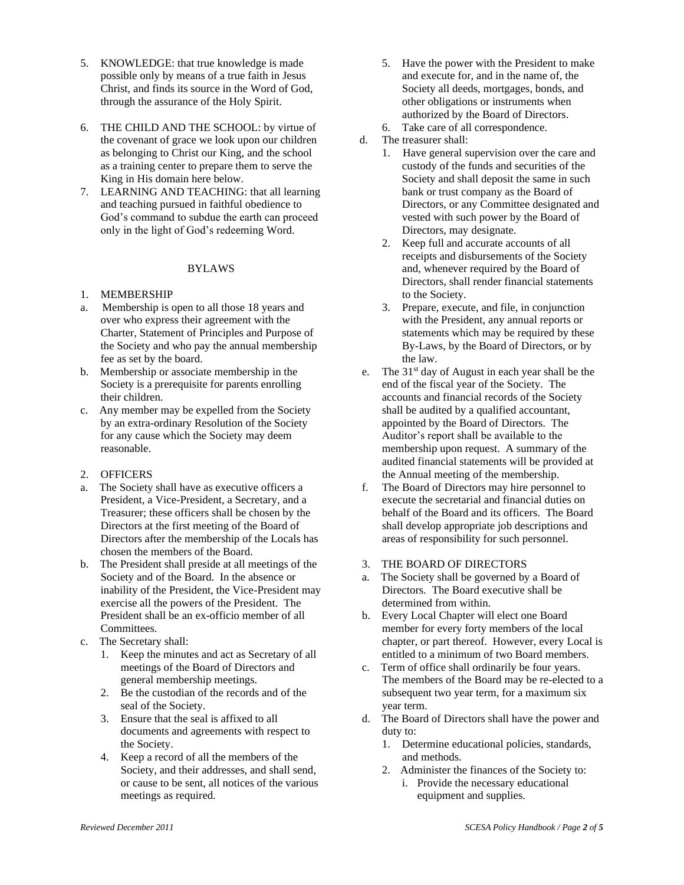5. KNOWLEDGE: that true knowledge is made possible only by means of a true faith in Jesus Christ, and finds its source in the Word of God, through the assurance of the Holy Spirit.

6. THE CHILD AND THE SCHOOL: by virtue of the covenant of grace we look upon our children as belonging to Christ our King, and the school as a training center to prepare them to serve the King in His domain here below.

7. LEARNING AND TEACHING: that all learning and teaching pursued in faithful obedience to God's command to subdue the earth can proceed only in the light of God's redeeming Word.

## BYLAWS

1. MEMBERSHIP

a. Membership is open to all those 18 years and over who express their agreement with the Charter, Statement of Principles and Purpose of the Society and who pay the annual membership fee as set by the board.

b. Membership or associate membership in the Society is a prerequisite for parents enrolling their children.

c. Any member may be expelled from the Society by an extra-ordinary Resolution of the Society for any cause which the Society may deem reasonable.

2. OFFICERS

a. The Society shall have as executive officers a President, a Vice-President, a Secretary, and a Treasurer; these officers shall be chosen by the Directors at the first meeting of the Board of Directors after the membership of the Locals has chosen the members of the Board.

b. The President shall preside at all meetings of the Society and of the Board. In the absence or inability of the President, the Vice-President may exercise all the powers of the President. The President shall be an ex-officio member of all Committees.

c. The Secretary shall:
   1. Keep the minutes and act as Secretary of all meetings of the Board of Directors and general membership meetings.
   2. Be the custodian of the records and of the seal of the Society.
   3. Ensure that the seal is affixed to all documents and agreements with respect to the Society.
   4. Keep a record of all the members of the Society, and their addresses, and shall send, or cause to be sent, all notices of the various meetings as required.
   5. Have the power with the President to make and execute for, and in the name of, the Society all deeds, mortgages, bonds, and other obligations or instruments when authorized by the Board of Directors.
   6. Take care of all correspondence.

d. The treasurer shall:
   1. Have general supervision over the care and custody of the funds and securities of the Society and shall deposit the same in such bank or trust company as the Board of Directors, or any Committee designated and vested with such power by the Board of Directors, may designate.
   2. Keep full and accurate accounts of all receipts and disbursements of the Society and, whenever required by the Board of Directors, shall render financial statements to the Society.
   3. Prepare, execute, and file, in conjunction with the President, any annual reports or statements which may be required by these By-Laws, by the Board of Directors, or by the law.

e. The 31st day of August in each year shall be the end of the fiscal year of the Society. The accounts and financial records of the Society shall be audited by a qualified accountant, appointed by the Board of Directors. The Auditor's report shall be available to the membership upon request. A summary of the audited financial statements will be provided at the Annual meeting of the membership.

f. The Board of Directors may hire personnel to execute the secretarial and financial duties on behalf of the Board and its officers. The Board shall develop appropriate job descriptions and areas of responsibility for such personnel.

3. THE BOARD OF DIRECTORS

a. The Society shall be governed by a Board of Directors. The Board executive shall be determined from within.

b. Every Local Chapter will elect one Board member for every forty members of the local chapter, or part thereof. However, every Local is entitled to a minimum of two Board members.

c. Term of office shall ordinarily be four years. The members of the Board may be re-elected to a subsequent two year term, for a maximum six year term.

d. The Board of Directors shall have the power and duty to:
   1. Determine educational policies, standards, and methods.
   2. Administer the finances of the Society to:
      i. Provide the necessary educational equipment and supplies.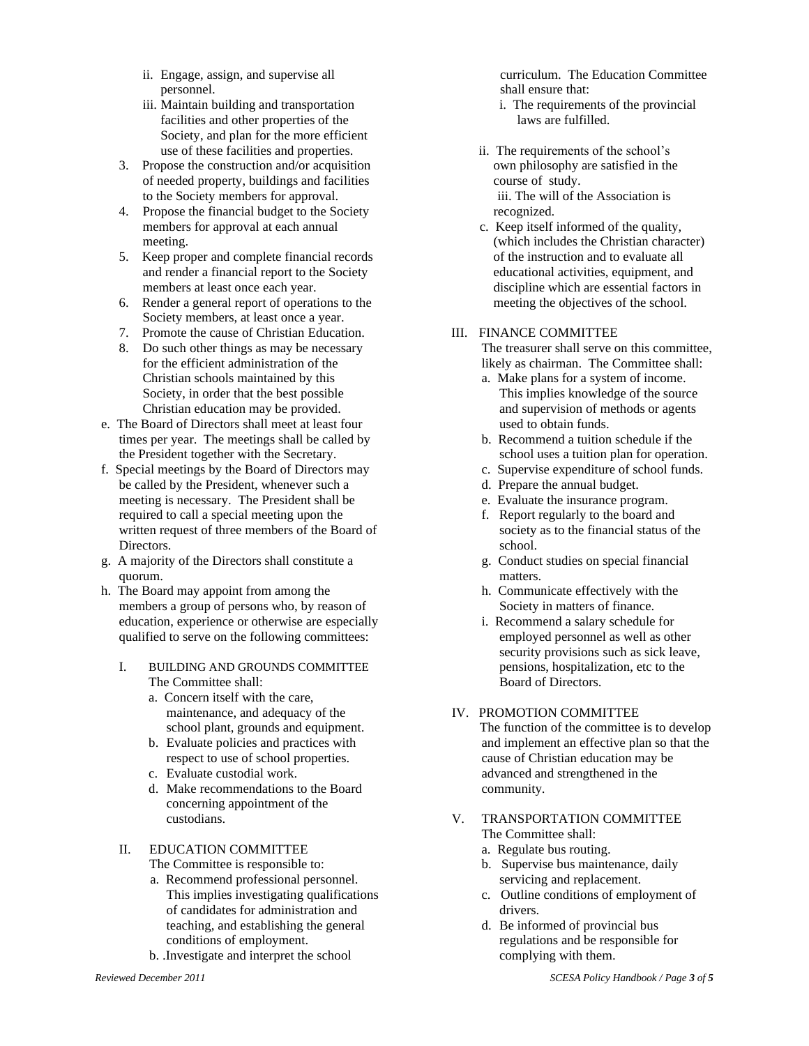ii. Engage, assign, and supervise all personnel.

iii. Maintain building and transportation facilities and other properties of the Society, and plan for the more efficient use of these facilities and properties.

3. Propose the construction and/or acquisition of needed property, buildings and facilities to the Society members for approval.
4. Propose the financial budget to the Society members for approval at each annual meeting.
5. Keep proper and complete financial records and render a financial report to the Society members at least once each year.
6. Render a general report of operations to the Society members, at least once a year.
7. Promote the cause of Christian Education.
8. Do such other things as may be necessary for the efficient administration of the Christian schools maintained by this Society, in order that the best possible Christian education may be provided.

e. The Board of Directors shall meet at least four times per year. The meetings shall be called by the President together with the Secretary.

f. Special meetings by the Board of Directors may be called by the President, whenever such a meeting is necessary. The President shall be required to call a special meeting upon the written request of three members of the Board of Directors.

g. A majority of the Directors shall constitute a quorum.

h. The Board may appoint from among the members a group of persons who, by reason of education, experience or otherwise are especially qualified to serve on the following committees:

I. BUILDING AND GROUNDS COMMITTEE

The Committee shall:

a. Concern itself with the care, maintenance, and adequacy of the school plant, grounds and equipment.
b. Evaluate policies and practices with respect to use of school properties.
c. Evaluate custodial work.
d. Make recommendations to the Board concerning appointment of the custodians.

II. EDUCATION COMMITTEE

The Committee is responsible to:

a. Recommend professional personnel. This implies investigating qualifications of candidates for administration and teaching, and establishing the general conditions of employment.
b. .Investigate and interpret the school curriculum. The Education Committee shall ensure that:

   i. The requirements of the provincial laws are fulfilled.

   ii. The requirements of the school's own philosophy are satisfied in the course of study.

   iii. The will of the Association is recognized.
c. Keep itself informed of the quality, (which includes the Christian character) of the instruction and to evaluate all educational activities, equipment, and discipline which are essential factors in meeting the objectives of the school.

III. FINANCE COMMITTEE

The treasurer shall serve on this committee, likely as chairman. The Committee shall:

a. Make plans for a system of income. This implies knowledge of the source and supervision of methods or agents used to obtain funds.
b. Recommend a tuition schedule if the school uses a tuition plan for operation.
c. Supervise expenditure of school funds.
d. Prepare the annual budget.
e. Evaluate the insurance program.
f. Report regularly to the board and society as to the financial status of the school.
g. Conduct studies on special financial matters.
h. Communicate effectively with the Society in matters of finance.
i. Recommend a salary schedule for employed personnel as well as other security provisions such as sick leave, pensions, hospitalization, etc to the Board of Directors.

IV. PROMOTION COMMITTEE

The function of the committee is to develop and implement an effective plan so that the cause of Christian education may be advanced and strengthened in the community.

V. TRANSPORTATION COMMITTEE

The Committee shall:

a. Regulate bus routing.
b. Supervise bus maintenance, daily servicing and replacement.
c. Outline conditions of employment of drivers.
d. Be informed of provincial bus regulations and be responsible for complying with them.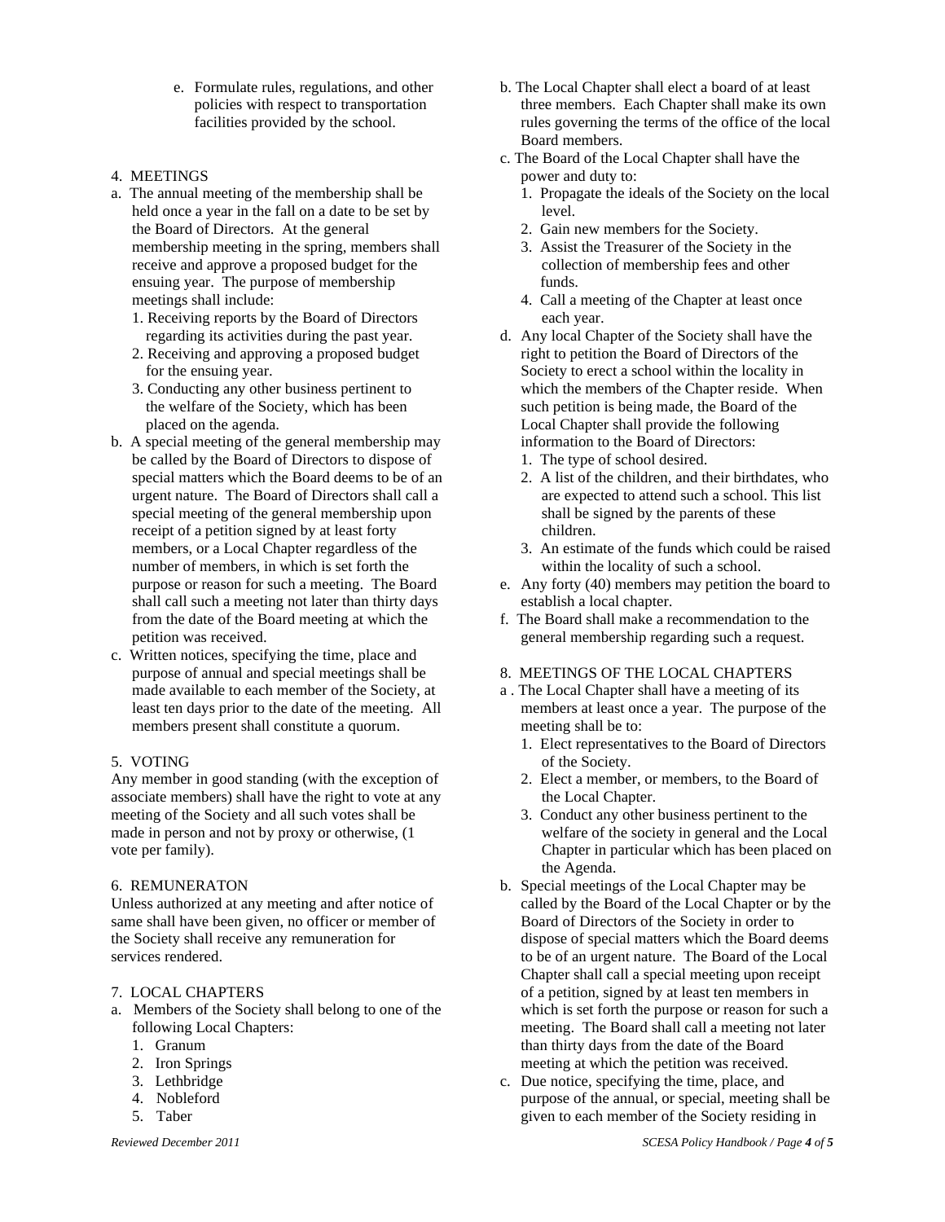e. Formulate rules, regulations, and other policies with respect to transportation facilities provided by the school.

4. MEETINGS

a. The annual meeting of the membership shall be held once a year in the fall on a date to be set by the Board of Directors. At the general membership meeting in the spring, members shall receive and approve a proposed budget for the ensuing year. The purpose of membership meetings shall include:
   1. Receiving reports by the Board of Directors regarding its activities during the past year.
   2. Receiving and approving a proposed budget for the ensuing year.
   3. Conducting any other business pertinent to the welfare of the Society, which has been placed on the agenda.
b. A special meeting of the general membership may be called by the Board of Directors to dispose of special matters which the Board deems to be of an urgent nature. The Board of Directors shall call a special meeting of the general membership upon receipt of a petition signed by at least forty members, or a Local Chapter regardless of the number of members, in which is set forth the purpose or reason for such a meeting. The Board shall call such a meeting not later than thirty days from the date of the Board meeting at which the petition was received.
c. Written notices, specifying the time, place and purpose of annual and special meetings shall be made available to each member of the Society, at least ten days prior to the date of the meeting. All members present shall constitute a quorum.

5. VOTING

Any member in good standing (with the exception of associate members) shall have the right to vote at any meeting of the Society and all such votes shall be made in person and not by proxy or otherwise, (1 vote per family).

6. REMUNERATON

Unless authorized at any meeting and after notice of same shall have been given, no officer or member of the Society shall receive any remuneration for services rendered.

7. LOCAL CHAPTERS

a. Members of the Society shall belong to one of the following Local Chapters:
   1. Granum
   2. Iron Springs
   3. Lethbridge
   4. Nobleford
   5. Taber
b. The Local Chapter shall elect a board of at least three members. Each Chapter shall make its own rules governing the terms of the office of the local Board members.
c. The Board of the Local Chapter shall have the power and duty to:
   1. Propagate the ideals of the Society on the local level.
   2. Gain new members for the Society.
   3. Assist the Treasurer of the Society in the collection of membership fees and other funds.
   4. Call a meeting of the Chapter at least once each year.
d. Any local Chapter of the Society shall have the right to petition the Board of Directors of the Society to erect a school within the locality in which the members of the Chapter reside. When such petition is being made, the Board of the Local Chapter shall provide the following information to the Board of Directors:
   1. The type of school desired.
   2. A list of the children, and their birthdates, who are expected to attend such a school. This list shall be signed by the parents of these children.
   3. An estimate of the funds which could be raised within the locality of such a school.
e. Any forty (40) members may petition the board to establish a local chapter.
f. The Board shall make a recommendation to the general membership regarding such a request.

8. MEETINGS OF THE LOCAL CHAPTERS

a. The Local Chapter shall have a meeting of its members at least once a year. The purpose of the meeting shall be to:
   1. Elect representatives to the Board of Directors of the Society.
   2. Elect a member, or members, to the Board of the Local Chapter.
   3. Conduct any other business pertinent to the welfare of the society in general and the Local Chapter in particular which has been placed on the Agenda.
b. Special meetings of the Local Chapter may be called by the Board of the Local Chapter or by the Board of Directors of the Society in order to dispose of special matters which the Board deems to be of an urgent nature. The Board of the Local Chapter shall call a special meeting upon receipt of a petition, signed by at least ten members in which is set forth the purpose or reason for such a meeting. The Board shall call a meeting not later than thirty days from the date of the Board meeting at which the petition was received.
c. Due notice, specifying the time, place, and purpose of the annual, or special, meeting shall be given to each member of the Society residing in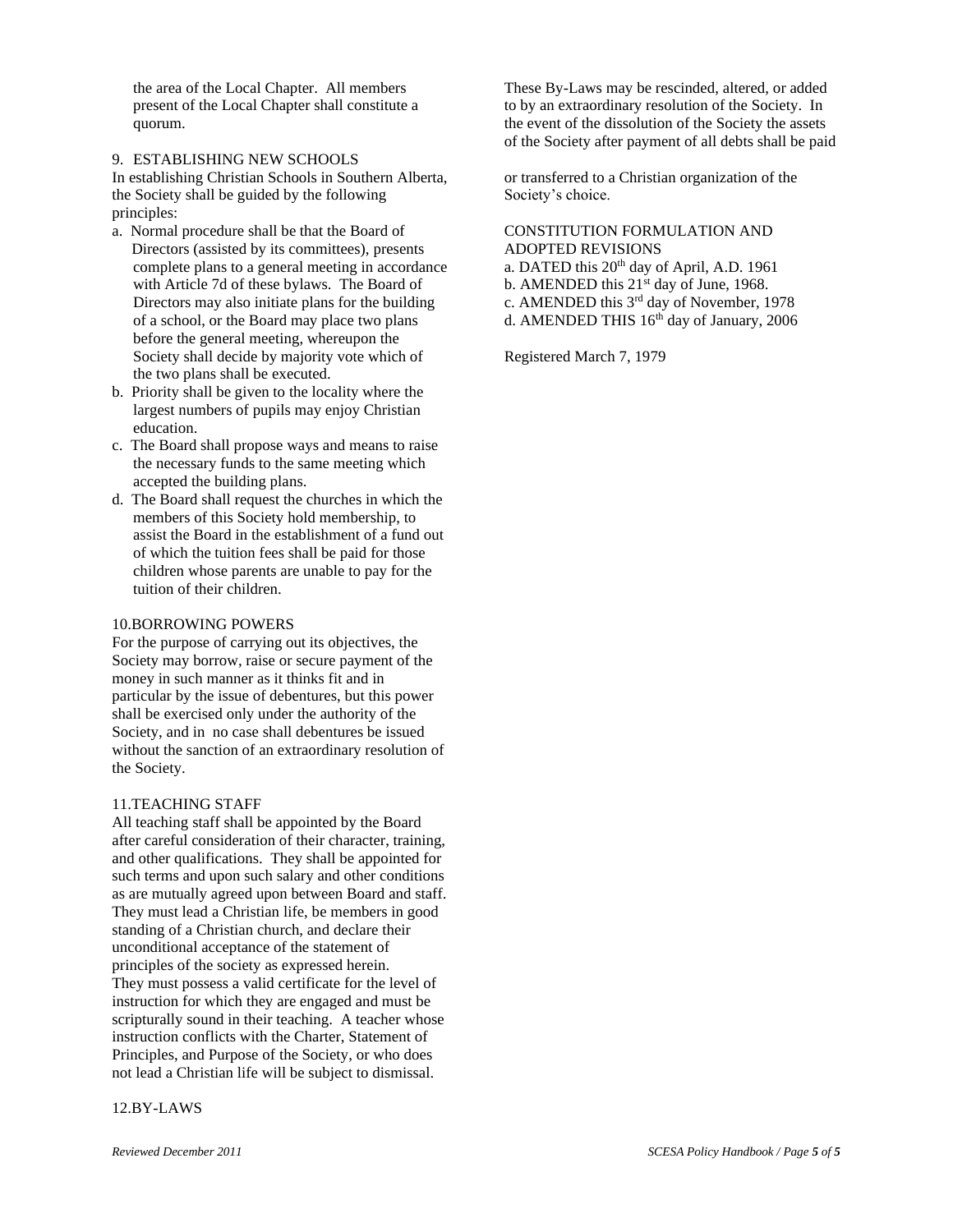the area of the Local Chapter. All members present of the Local Chapter shall constitute a quorum.

9. ESTABLISHING NEW SCHOOLS

In establishing Christian Schools in Southern Alberta, the Society shall be guided by the following principles:

a. Normal procedure shall be that the Board of Directors (assisted by its committees), presents complete plans to a general meeting in accordance with Article 7d of these bylaws. The Board of Directors may also initiate plans for the building of a school, or the Board may place two plans before the general meeting, whereupon the Society shall decide by majority vote which of the two plans shall be executed.
b. Priority shall be given to the locality where the largest numbers of pupils may enjoy Christian education.
c. The Board shall propose ways and means to raise the necessary funds to the same meeting which accepted the building plans.
d. The Board shall request the churches in which the members of this Society hold membership, to assist the Board in the establishment of a fund out of which the tuition fees shall be paid for those children whose parents are unable to pay for the tuition of their children.

10.BORROWING POWERS

For the purpose of carrying out its objectives, the Society may borrow, raise or secure payment of the money in such manner as it thinks fit and in particular by the issue of debentures, but this power shall be exercised only under the authority of the Society, and in no case shall debentures be issued without the sanction of an extraordinary resolution of the Society.

11.TEACHING STAFF

All teaching staff shall be appointed by the Board after careful consideration of their character, training, and other qualifications. They shall be appointed for such terms and upon such salary and other conditions as are mutually agreed upon between Board and staff. They must lead a Christian life, be members in good standing of a Christian church, and declare their unconditional acceptance of the statement of principles of the society as expressed herein.
They must possess a valid certificate for the level of instruction for which they are engaged and must be scripturally sound in their teaching. A teacher whose instruction conflicts with the Charter, Statement of Principles, and Purpose of the Society, or who does not lead a Christian life will be subject to dismissal.

12.BY-LAWS

These By-Laws may be rescinded, altered, or added to by an extraordinary resolution of the Society. In the event of the dissolution of the Society the assets of the Society after payment of all debts shall be paid or transferred to a Christian organization of the Society's choice.

CONSTITUTION FORMULATION AND ADOPTED REVISIONS

a. DATED this 20th day of April, A.D. 1961
b. AMENDED this 21st day of June, 1968.
c. AMENDED this 3rd day of November, 1978
d. AMENDED THIS 16th day of January, 2006

Registered March 7, 1979

*Reviewed December 2011*